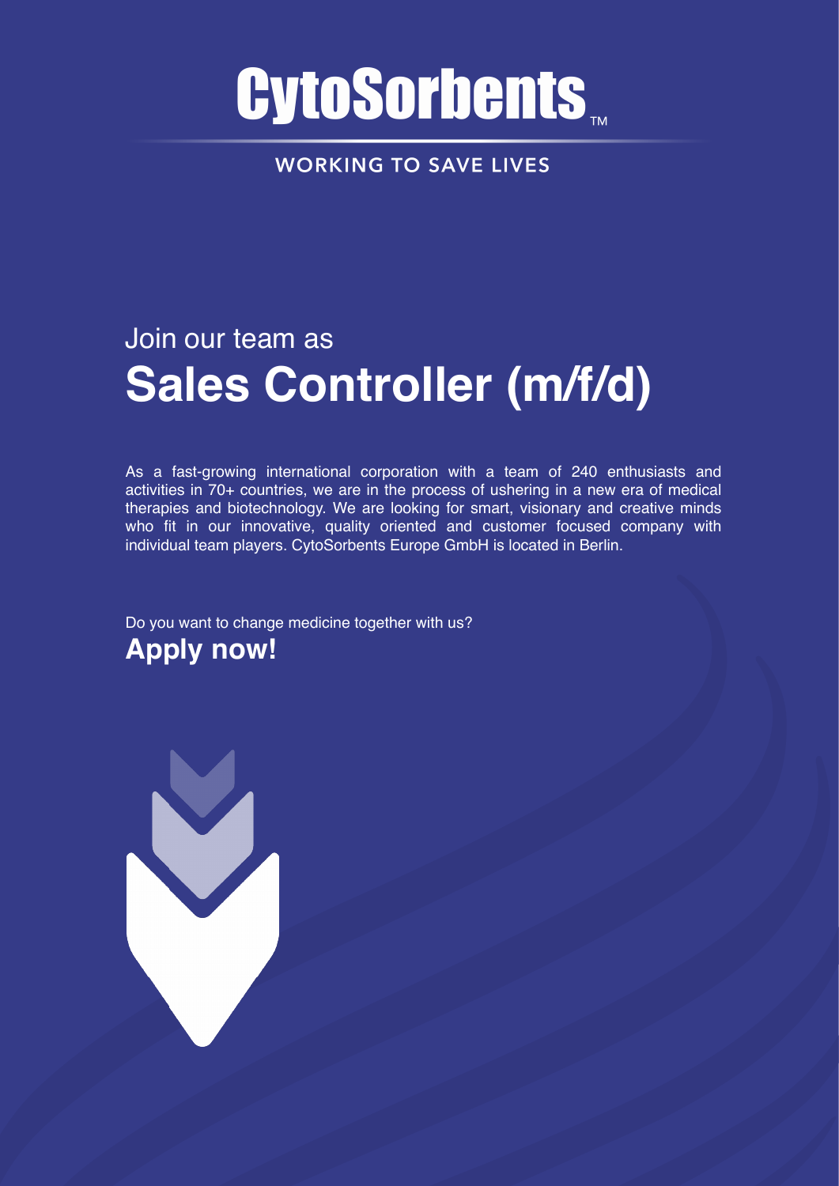# CytoSorbents™

**WORKING TO SAVE LIVES**

Join our team as

## Sales Controller (m/f/d)

As a fast-growing international corporation with a team of 240 enthusiasts and activities in 70+ countries, we are in the process of ushering in a new era of medical therapies and biotechnology. We are looking for smart, visionary and creative minds who fit in our innovative, quality oriented and customer focused company with individual team players. CytoSorbents Europe GmbH is located in Berlin.

Do you want to change medicine together with us?

**Apply now!**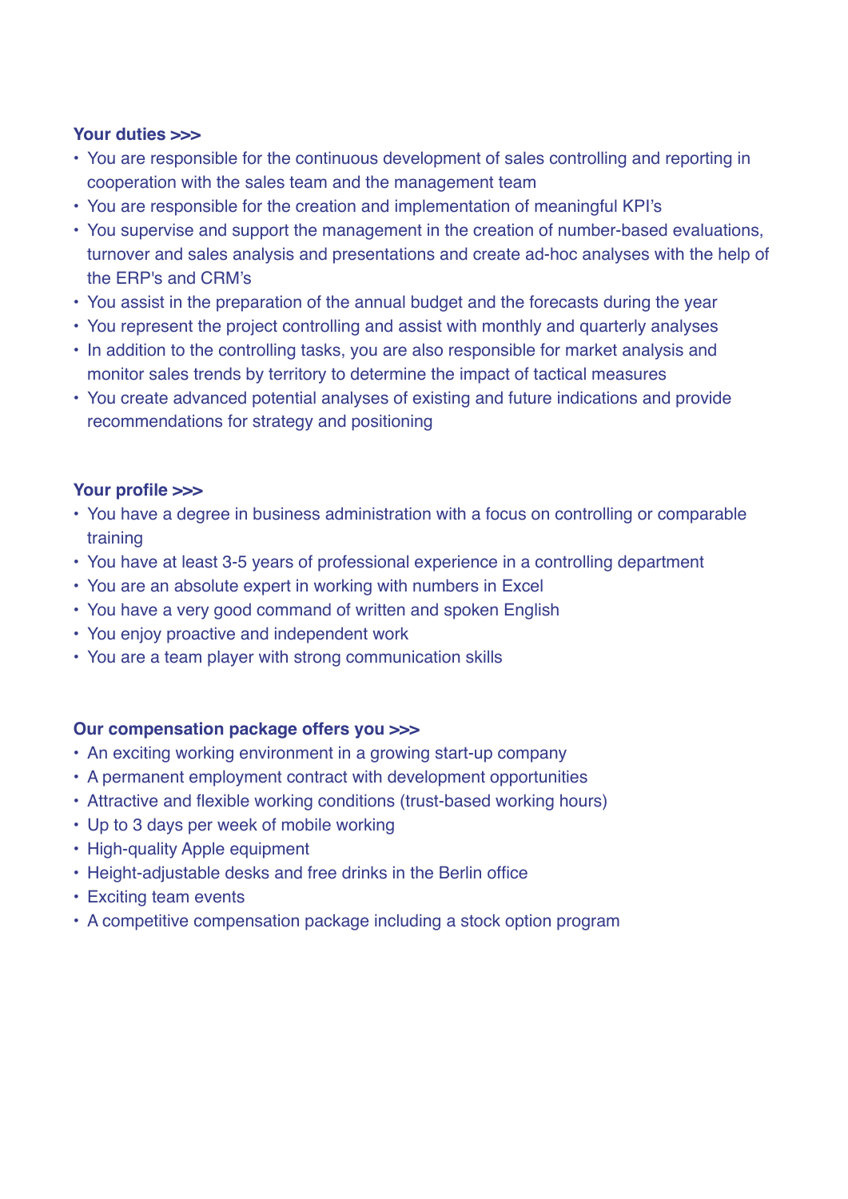**Your duties >>>**

- You are responsible for the continuous development of sales controlling and reporting in cooperation with the sales team and the management team
- You are responsible for the creation and implementation of meaningful KPI's
- You supervise and support the management in the creation of number-based evaluations, turnover and sales analysis and presentations and create ad-hoc analyses with the help of the ERP's and CRM's
- You assist in the preparation of the annual budget and the forecasts during the year
- You represent the project controlling and assist with monthly and quarterly analyses
- In addition to the controlling tasks, you are also responsible for market analysis and monitor sales trends by territory to determine the impact of tactical measures
- You create advanced potential analyses of existing and future indications and provide recommendations for strategy and positioning

**Your profile >>>**

- You have a degree in business administration with a focus on controlling or comparable training
- You have at least 3-5 years of professional experience in a controlling department
- You are an absolute expert in working with numbers in Excel
- You have a very good command of written and spoken English
- You enjoy proactive and independent work
- You are a team player with strong communication skills

**Our compensation package offers you >>>**

- An exciting working environment in a growing start-up company
- A permanent employment contract with development opportunities
- Attractive and flexible working conditions (trust-based working hours)
- Up to 3 days per week of mobile working
- High-quality Apple equipment
- Height-adjustable desks and free drinks in the Berlin office
- Exciting team events
- A competitive compensation package including a stock option program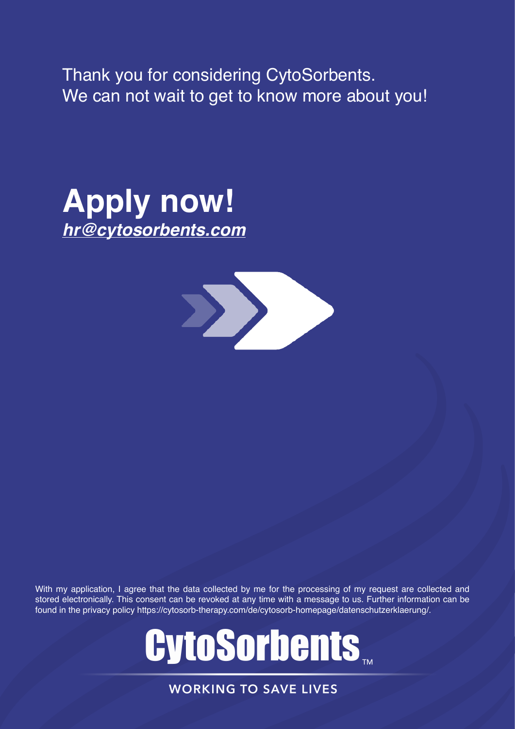Thank you for considering CytoSorbents.
We can not wait to get to know more about you!

# Apply now!

***hr@cytosorbents.com***

With my application, I agree that the data collected by me for the processing of my request are collected and stored electronically. This consent can be revoked at any time with a message to us. Further information can be found in the privacy policy https://cytosorb-therapy.com/de/cytosorb-homepage/datenschutzerklaerung/.

CytoSorbents™

WORKING TO SAVE LIVES